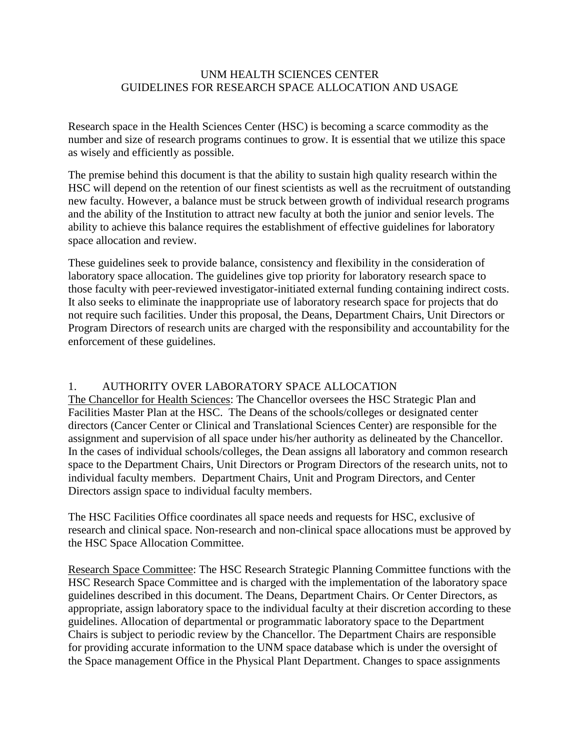# UNM HEALTH SCIENCES CENTER
# GUIDELINES FOR RESEARCH SPACE ALLOCATION AND USAGE

Research space in the Health Sciences Center (HSC) is becoming a scarce commodity as the number and size of research programs continues to grow. It is essential that we utilize this space as wisely and efficiently as possible.

The premise behind this document is that the ability to sustain high quality research within the HSC will depend on the retention of our finest scientists as well as the recruitment of outstanding new faculty. However, a balance must be struck between growth of individual research programs and the ability of the Institution to attract new faculty at both the junior and senior levels. The ability to achieve this balance requires the establishment of effective guidelines for laboratory space allocation and review.

These guidelines seek to provide balance, consistency and flexibility in the consideration of laboratory space allocation. The guidelines give top priority for laboratory research space to those faculty with peer-reviewed investigator-initiated external funding containing indirect costs. It also seeks to eliminate the inappropriate use of laboratory research space for projects that do not require such facilities. Under this proposal, the Deans, Department Chairs, Unit Directors or Program Directors of research units are charged with the responsibility and accountability for the enforcement of these guidelines.

## 1. AUTHORITY OVER LABORATORY SPACE ALLOCATION

<u>The Chancellor for Health Sciences</u>: The Chancellor oversees the HSC Strategic Plan and Facilities Master Plan at the HSC. The Deans of the schools/colleges or designated center directors (Cancer Center or Clinical and Translational Sciences Center) are responsible for the assignment and supervision of all space under his/her authority as delineated by the Chancellor. In the cases of individual schools/colleges, the Dean assigns all laboratory and common research space to the Department Chairs, Unit Directors or Program Directors of the research units, not to individual faculty members. Department Chairs, Unit and Program Directors, and Center Directors assign space to individual faculty members.

The HSC Facilities Office coordinates all space needs and requests for HSC, exclusive of research and clinical space. Non-research and non-clinical space allocations must be approved by the HSC Space Allocation Committee.

<u>Research Space Committee</u>: The HSC Research Strategic Planning Committee functions with the HSC Research Space Committee and is charged with the implementation of the laboratory space guidelines described in this document. The Deans, Department Chairs. Or Center Directors, as appropriate, assign laboratory space to the individual faculty at their discretion according to these guidelines. Allocation of departmental or programmatic laboratory space to the Department Chairs is subject to periodic review by the Chancellor. The Department Chairs are responsible for providing accurate information to the UNM space database which is under the oversight of the Space management Office in the Physical Plant Department. Changes to space assignments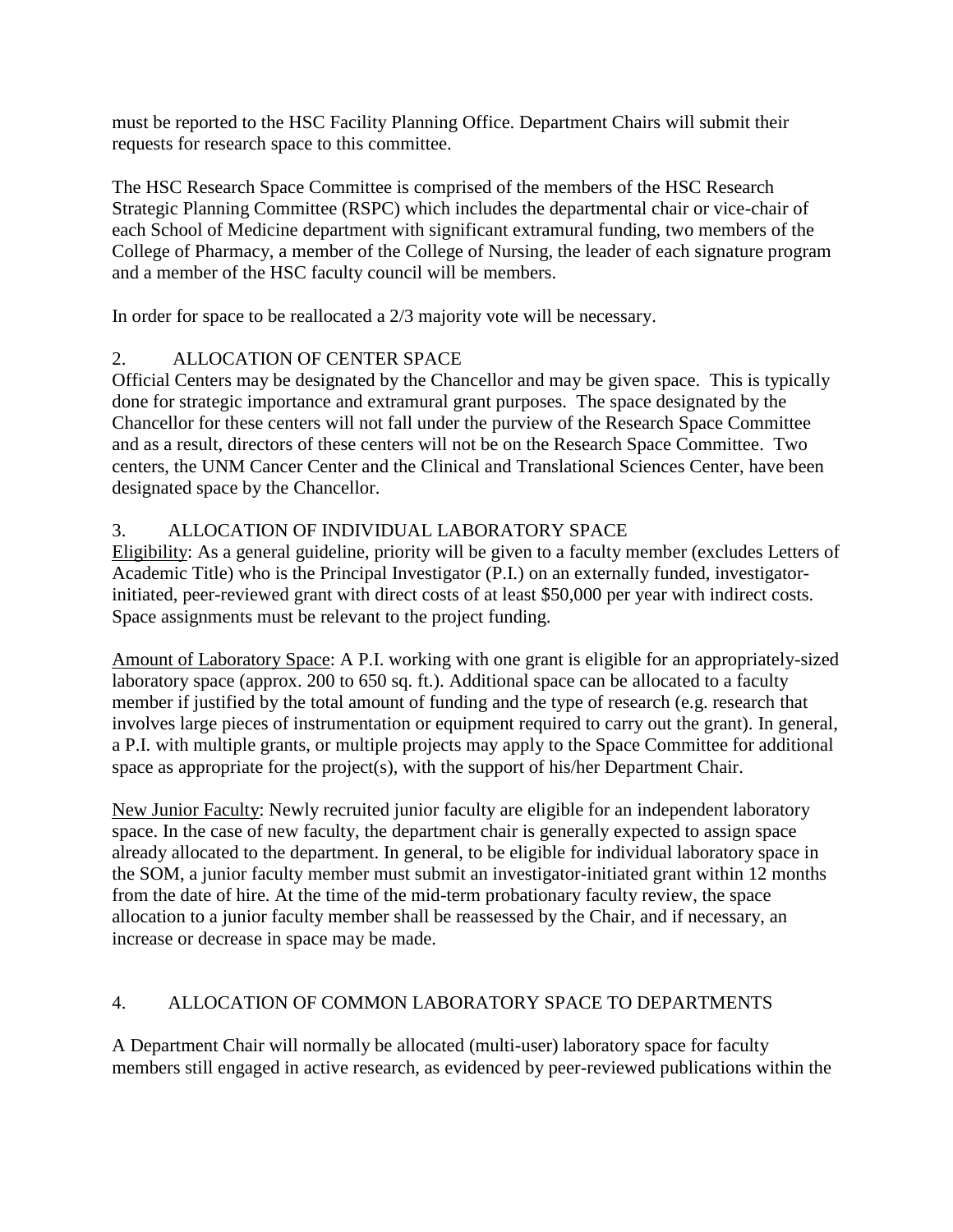must be reported to the HSC Facility Planning Office. Department Chairs will submit their requests for research space to this committee.

The HSC Research Space Committee is comprised of the members of the HSC Research Strategic Planning Committee (RSPC) which includes the departmental chair or vice-chair of each School of Medicine department with significant extramural funding, two members of the College of Pharmacy, a member of the College of Nursing, the leader of each signature program and a member of the HSC faculty council will be members.

In order for space to be reallocated a 2/3 majority vote will be necessary.

## 2. ALLOCATION OF CENTER SPACE

Official Centers may be designated by the Chancellor and may be given space. This is typically done for strategic importance and extramural grant purposes. The space designated by the Chancellor for these centers will not fall under the purview of the Research Space Committee and as a result, directors of these centers will not be on the Research Space Committee. Two centers, the UNM Cancer Center and the Clinical and Translational Sciences Center, have been designated space by the Chancellor.

## 3. ALLOCATION OF INDIVIDUAL LABORATORY SPACE

Eligibility: As a general guideline, priority will be given to a faculty member (excludes Letters of Academic Title) who is the Principal Investigator (P.I.) on an externally funded, investigator-initiated, peer-reviewed grant with direct costs of at least $50,000 per year with indirect costs. Space assignments must be relevant to the project funding.

Amount of Laboratory Space: A P.I. working with one grant is eligible for an appropriately-sized laboratory space (approx. 200 to 650 sq. ft.). Additional space can be allocated to a faculty member if justified by the total amount of funding and the type of research (e.g. research that involves large pieces of instrumentation or equipment required to carry out the grant). In general, a P.I. with multiple grants, or multiple projects may apply to the Space Committee for additional space as appropriate for the project(s), with the support of his/her Department Chair.

New Junior Faculty: Newly recruited junior faculty are eligible for an independent laboratory space. In the case of new faculty, the department chair is generally expected to assign space already allocated to the department. In general, to be eligible for individual laboratory space in the SOM, a junior faculty member must submit an investigator-initiated grant within 12 months from the date of hire. At the time of the mid-term probationary faculty review, the space allocation to a junior faculty member shall be reassessed by the Chair, and if necessary, an increase or decrease in space may be made.

## 4. ALLOCATION OF COMMON LABORATORY SPACE TO DEPARTMENTS

A Department Chair will normally be allocated (multi-user) laboratory space for faculty members still engaged in active research, as evidenced by peer-reviewed publications within the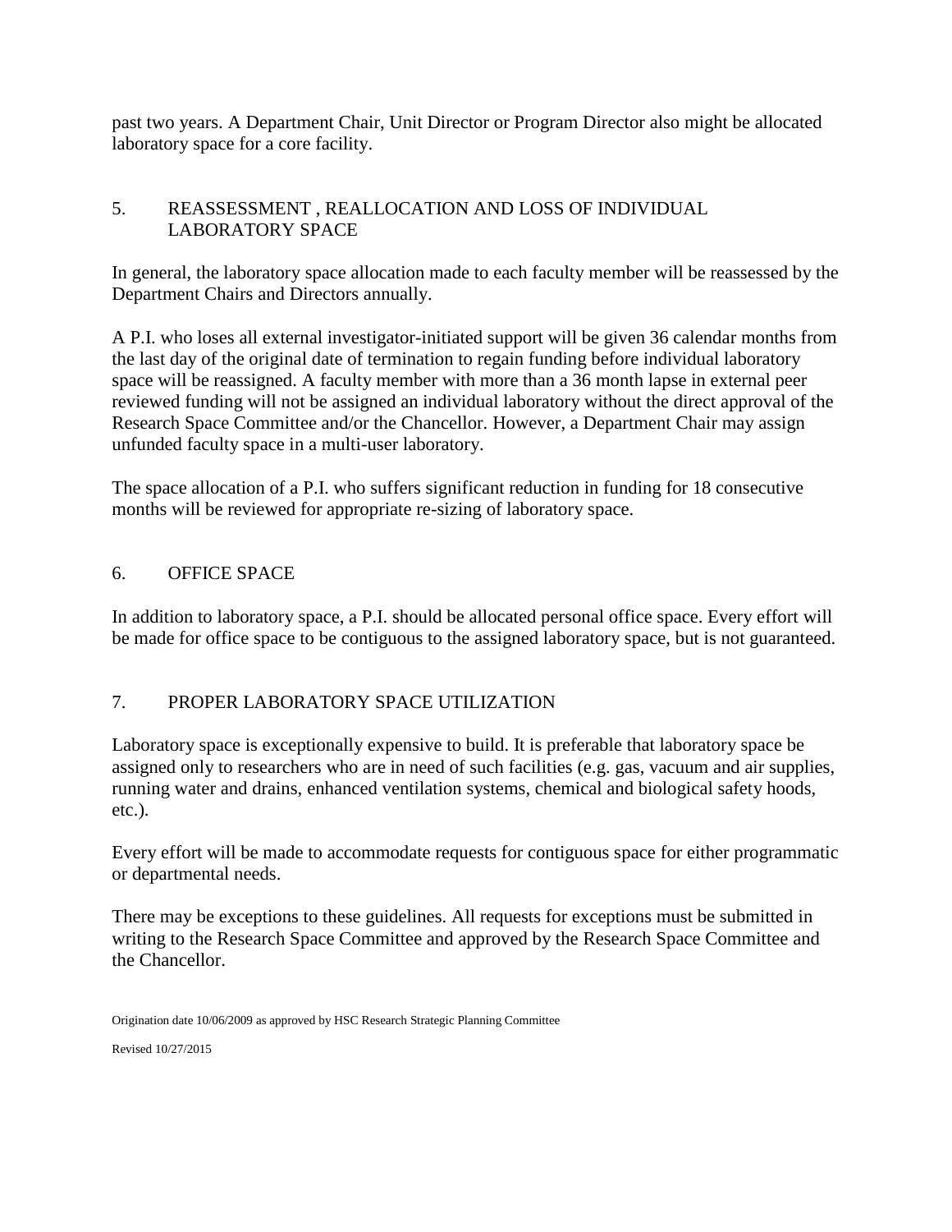past two years. A Department Chair, Unit Director or Program Director also might be allocated laboratory space for a core facility.

## 5. REASSESSMENT , REALLOCATION AND LOSS OF INDIVIDUAL LABORATORY SPACE

In general, the laboratory space allocation made to each faculty member will be reassessed by the Department Chairs and Directors annually.

A P.I. who loses all external investigator-initiated support will be given 36 calendar months from the last day of the original date of termination to regain funding before individual laboratory space will be reassigned. A faculty member with more than a 36 month lapse in external peer reviewed funding will not be assigned an individual laboratory without the direct approval of the Research Space Committee and/or the Chancellor. However, a Department Chair may assign unfunded faculty space in a multi-user laboratory.

The space allocation of a P.I. who suffers significant reduction in funding for 18 consecutive months will be reviewed for appropriate re-sizing of laboratory space.

## 6. OFFICE SPACE

In addition to laboratory space, a P.I. should be allocated personal office space. Every effort will be made for office space to be contiguous to the assigned laboratory space, but is not guaranteed.

## 7. PROPER LABORATORY SPACE UTILIZATION

Laboratory space is exceptionally expensive to build. It is preferable that laboratory space be assigned only to researchers who are in need of such facilities (e.g. gas, vacuum and air supplies, running water and drains, enhanced ventilation systems, chemical and biological safety hoods, etc.).

Every effort will be made to accommodate requests for contiguous space for either programmatic or departmental needs.

There may be exceptions to these guidelines. All requests for exceptions must be submitted in writing to the Research Space Committee and approved by the Research Space Committee and the Chancellor.

Origination date 10/06/2009 as approved by HSC Research Strategic Planning Committee

Revised 10/27/2015